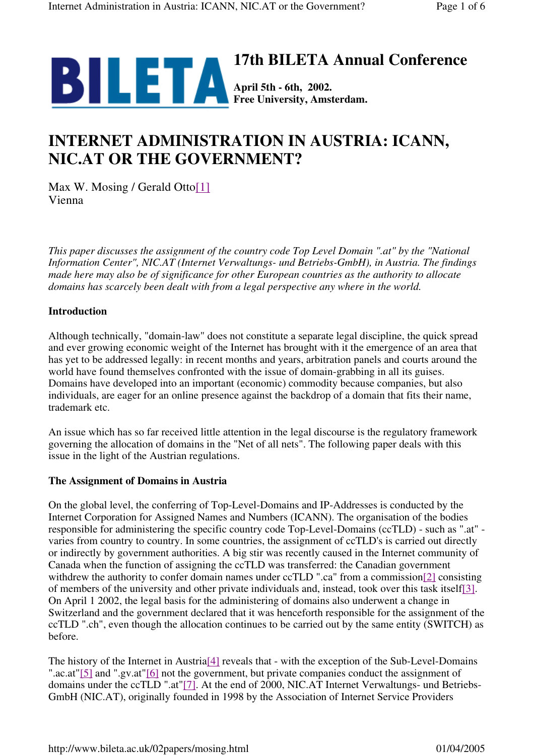**17th BILETA Annual Conference**

**April 5th - 6th, 2002.**
**Free University, Amsterdam.**

# INTERNET ADMINISTRATION IN AUSTRIA: ICANN, NIC.AT OR THE GOVERNMENT?

Max W. Mosing / Gerald Otto[1]
Vienna

*This paper discusses the assignment of the country code Top Level Domain ".at" by the "National Information Center", NIC.AT (Internet Verwaltungs- und Betriebs-GmbH), in Austria. The findings made here may also be of significance for other European countries as the authority to allocate domains has scarcely been dealt with from a legal perspective any where in the world.*

**Introduction**

Although technically, "domain-law" does not constitute a separate legal discipline, the quick spread and ever growing economic weight of the Internet has brought with it the emergence of an area that has yet to be addressed legally: in recent months and years, arbitration panels and courts around the world have found themselves confronted with the issue of domain-grabbing in all its guises. Domains have developed into an important (economic) commodity because companies, but also individuals, are eager for an online presence against the backdrop of a domain that fits their name, trademark etc.

An issue which has so far received little attention in the legal discourse is the regulatory framework governing the allocation of domains in the "Net of all nets". The following paper deals with this issue in the light of the Austrian regulations.

**The Assignment of Domains in Austria**

On the global level, the conferring of Top-Level-Domains and IP-Addresses is conducted by the Internet Corporation for Assigned Names and Numbers (ICANN). The organisation of the bodies responsible for administering the specific country code Top-Level-Domains (ccTLD) - such as ".at" - varies from country to country. In some countries, the assignment of ccTLD's is carried out directly or indirectly by government authorities. A big stir was recently caused in the Internet community of Canada when the function of assigning the ccTLD was transferred: the Canadian government withdrew the authority to confer domain names under ccTLD ".ca" from a commission[2] consisting of members of the university and other private individuals and, instead, took over this task itself[3]. On April 1 2002, the legal basis for the administering of domains also underwent a change in Switzerland and the government declared that it was henceforth responsible for the assignment of the ccTLD ".ch", even though the allocation continues to be carried out by the same entity (SWITCH) as before.

The history of the Internet in Austria[4] reveals that - with the exception of the Sub-Level-Domains ".ac.at"[5] and ".gv.at"[6] not the government, but private companies conduct the assignment of domains under the ccTLD ".at"[7]. At the end of 2000, NIC.AT Internet Verwaltungs- und Betriebs-GmbH (NIC.AT), originally founded in 1998 by the Association of Internet Service Providers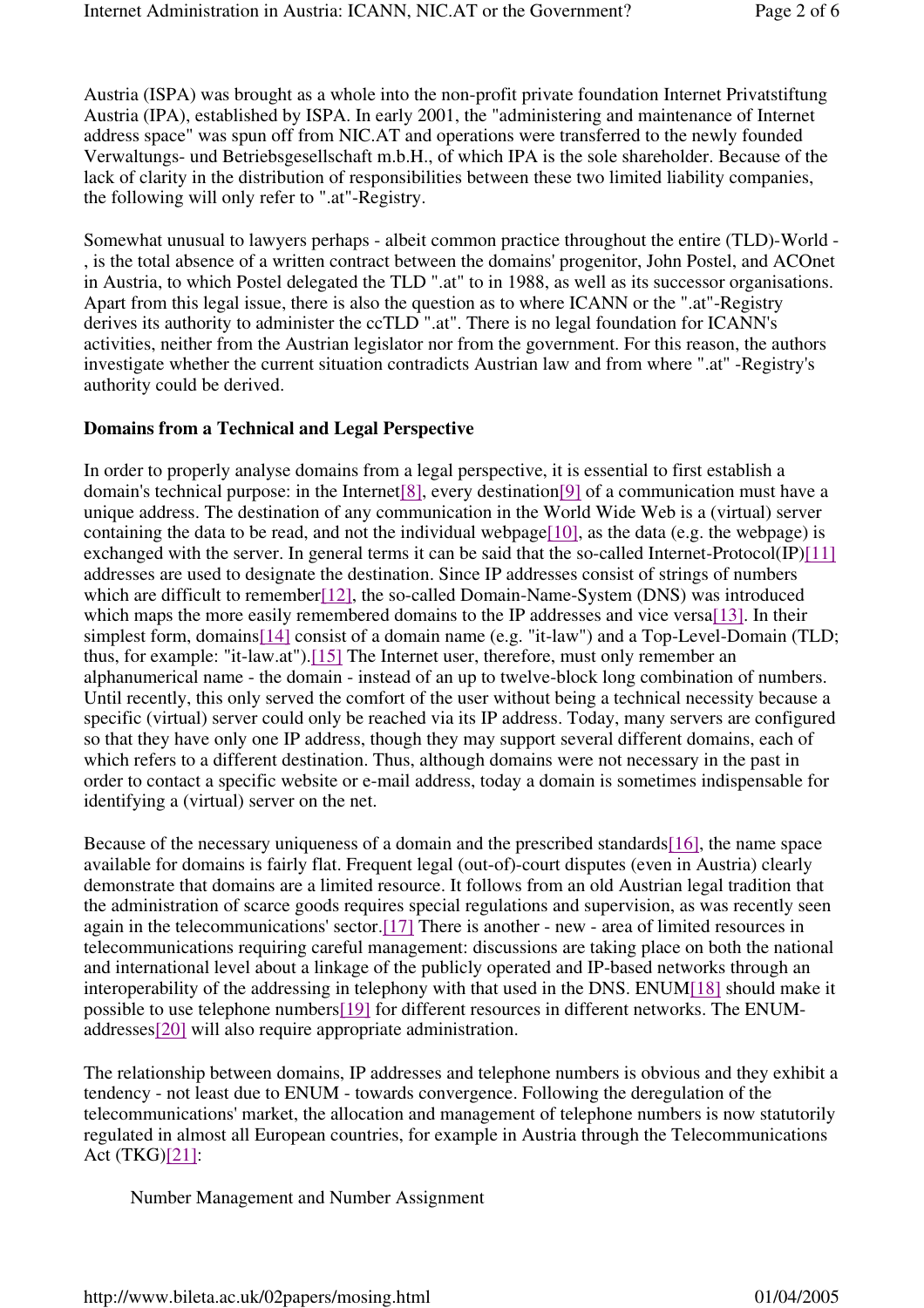Austria (ISPA) was brought as a whole into the non-profit private foundation Internet Privatstiftung Austria (IPA), established by ISPA. In early 2001, the "administering and maintenance of Internet address space" was spun off from NIC.AT and operations were transferred to the newly founded Verwaltungs- und Betriebsgesellschaft m.b.H., of which IPA is the sole shareholder. Because of the lack of clarity in the distribution of responsibilities between these two limited liability companies, the following will only refer to ".at"-Registry.

Somewhat unusual to lawyers perhaps - albeit common practice throughout the entire (TLD)-World - , is the total absence of a written contract between the domains' progenitor, John Postel, and ACOnet in Austria, to which Postel delegated the TLD ".at" to in 1988, as well as its successor organisations. Apart from this legal issue, there is also the question as to where ICANN or the ".at"-Registry derives its authority to administer the ccTLD ".at". There is no legal foundation for ICANN's activities, neither from the Austrian legislator nor from the government. For this reason, the authors investigate whether the current situation contradicts Austrian law and from where ".at" -Registry's authority could be derived.

**Domains from a Technical and Legal Perspective**

In order to properly analyse domains from a legal perspective, it is essential to first establish a domain's technical purpose: in the Internet[8], every destination[9] of a communication must have a unique address. The destination of any communication in the World Wide Web is a (virtual) server containing the data to be read, and not the individual webpage[10], as the data (e.g. the webpage) is exchanged with the server. In general terms it can be said that the so-called Internet-Protocol(IP)[11] addresses are used to designate the destination. Since IP addresses consist of strings of numbers which are difficult to remember[12], the so-called Domain-Name-System (DNS) was introduced which maps the more easily remembered domains to the IP addresses and vice versa[13]. In their simplest form, domains[14] consist of a domain name (e.g. "it-law") and a Top-Level-Domain (TLD; thus, for example: "it-law.at").[15] The Internet user, therefore, must only remember an alphanumerical name - the domain - instead of an up to twelve-block long combination of numbers. Until recently, this only served the comfort of the user without being a technical necessity because a specific (virtual) server could only be reached via its IP address. Today, many servers are configured so that they have only one IP address, though they may support several different domains, each of which refers to a different destination. Thus, although domains were not necessary in the past in order to contact a specific website or e-mail address, today a domain is sometimes indispensable for identifying a (virtual) server on the net.

Because of the necessary uniqueness of a domain and the prescribed standards[16], the name space available for domains is fairly flat. Frequent legal (out-of)-court disputes (even in Austria) clearly demonstrate that domains are a limited resource. It follows from an old Austrian legal tradition that the administration of scarce goods requires special regulations and supervision, as was recently seen again in the telecommunications' sector.[17] There is another - new - area of limited resources in telecommunications requiring careful management: discussions are taking place on both the national and international level about a linkage of the publicly operated and IP-based networks through an interoperability of the addressing in telephony with that used in the DNS. ENUM[18] should make it possible to use telephone numbers[19] for different resources in different networks. The ENUM-addresses[20] will also require appropriate administration.

The relationship between domains, IP addresses and telephone numbers is obvious and they exhibit a tendency - not least due to ENUM - towards convergence. Following the deregulation of the telecommunications' market, the allocation and management of telephone numbers is now statutorily regulated in almost all European countries, for example in Austria through the Telecommunications Act (TKG)[21]:

> Number Management and Number Assignment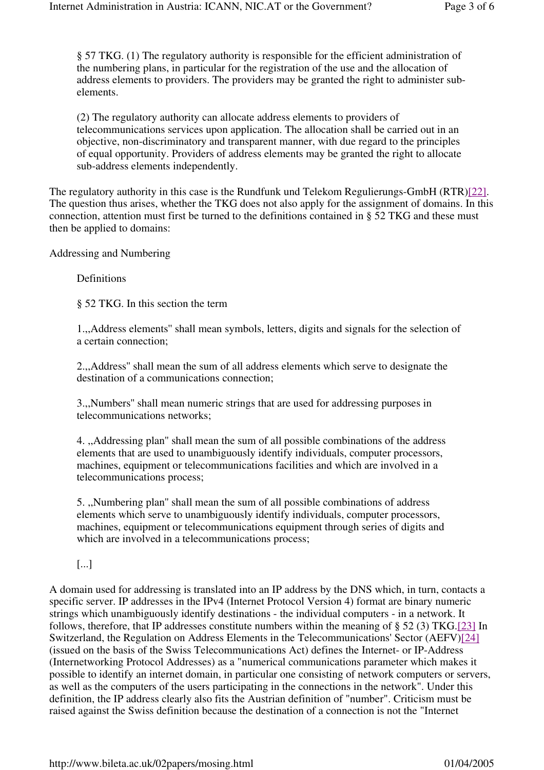§ 57 TKG. (1) The regulatory authority is responsible for the efficient administration of the numbering plans, in particular for the registration of the use and the allocation of address elements to providers. The providers may be granted the right to administer sub-elements.

(2) The regulatory authority can allocate address elements to providers of telecommunications services upon application. The allocation shall be carried out in an objective, non-discriminatory and transparent manner, with due regard to the principles of equal opportunity. Providers of address elements may be granted the right to allocate sub-address elements independently.

The regulatory authority in this case is the Rundfunk und Telekom Regulierungs-GmbH (RTR)[22]. The question thus arises, whether the TKG does not also apply for the assignment of domains. In this connection, attention must first be turned to the definitions contained in § 52 TKG and these must then be applied to domains:

Addressing and Numbering

Definitions

§ 52 TKG. In this section the term

1.,,Address elements" shall mean symbols, letters, digits and signals for the selection of a certain connection;

2.,,Address" shall mean the sum of all address elements which serve to designate the destination of a communications connection;

3.,,Numbers" shall mean numeric strings that are used for addressing purposes in telecommunications networks;

4. ,,Addressing plan" shall mean the sum of all possible combinations of the address elements that are used to unambiguously identify individuals, computer processors, machines, equipment or telecommunications facilities and which are involved in a telecommunications process;

5. ,,Numbering plan" shall mean the sum of all possible combinations of address elements which serve to unambiguously identify individuals, computer processors, machines, equipment or telecommunications equipment through series of digits and which are involved in a telecommunications process;

[...]

A domain used for addressing is translated into an IP address by the DNS which, in turn, contacts a specific server. IP addresses in the IPv4 (Internet Protocol Version 4) format are binary numeric strings which unambiguously identify destinations - the individual computers - in a network. It follows, therefore, that IP addresses constitute numbers within the meaning of § 52 (3) TKG.[23] In Switzerland, the Regulation on Address Elements in the Telecommunications' Sector (AEFV)[24] (issued on the basis of the Swiss Telecommunications Act) defines the Internet- or IP-Address (Internetworking Protocol Addresses) as a "numerical communications parameter which makes it possible to identify an internet domain, in particular one consisting of network computers or servers, as well as the computers of the users participating in the connections in the network". Under this definition, the IP address clearly also fits the Austrian definition of "number". Criticism must be raised against the Swiss definition because the destination of a connection is not the "Internet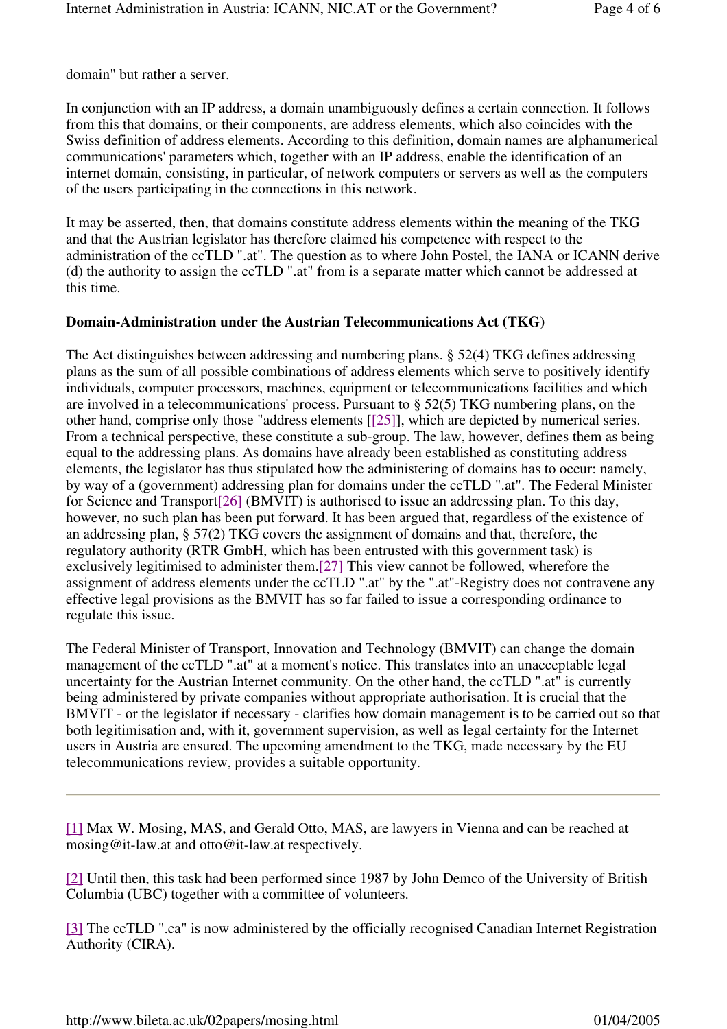domain" but rather a server.

In conjunction with an IP address, a domain unambiguously defines a certain connection. It follows from this that domains, or their components, are address elements, which also coincides with the Swiss definition of address elements. According to this definition, domain names are alphanumerical communications' parameters which, together with an IP address, enable the identification of an internet domain, consisting, in particular, of network computers or servers as well as the computers of the users participating in the connections in this network.

It may be asserted, then, that domains constitute address elements within the meaning of the TKG and that the Austrian legislator has therefore claimed his competence with respect to the administration of the ccTLD ".at". The question as to where John Postel, the IANA or ICANN derive (d) the authority to assign the ccTLD ".at" from is a separate matter which cannot be addressed at this time.

**Domain-Administration under the Austrian Telecommunications Act (TKG)**

The Act distinguishes between addressing and numbering plans. § 52(4) TKG defines addressing plans as the sum of all possible combinations of address elements which serve to positively identify individuals, computer processors, machines, equipment or telecommunications facilities and which are involved in a telecommunications' process. Pursuant to § 52(5) TKG numbering plans, on the other hand, comprise only those "address elements [[25]], which are depicted by numerical series. From a technical perspective, these constitute a sub-group. The law, however, defines them as being equal to the addressing plans. As domains have already been established as constituting address elements, the legislator has thus stipulated how the administering of domains has to occur: namely, by way of a (government) addressing plan for domains under the ccTLD ".at". The Federal Minister for Science and Transport[26] (BMVIT) is authorised to issue an addressing plan. To this day, however, no such plan has been put forward. It has been argued that, regardless of the existence of an addressing plan, § 57(2) TKG covers the assignment of domains and that, therefore, the regulatory authority (RTR GmbH, which has been entrusted with this government task) is exclusively legitimised to administer them.[27] This view cannot be followed, wherefore the assignment of address elements under the ccTLD ".at" by the ".at"-Registry does not contravene any effective legal provisions as the BMVIT has so far failed to issue a corresponding ordinance to regulate this issue.

The Federal Minister of Transport, Innovation and Technology (BMVIT) can change the domain management of the ccTLD ".at" at a moment's notice. This translates into an unacceptable legal uncertainty for the Austrian Internet community. On the other hand, the ccTLD ".at" is currently being administered by private companies without appropriate authorisation. It is crucial that the BMVIT - or the legislator if necessary - clarifies how domain management is to be carried out so that both legitimisation and, with it, government supervision, as well as legal certainty for the Internet users in Austria are ensured. The upcoming amendment to the TKG, made necessary by the EU telecommunications review, provides a suitable opportunity.

---

[1] Max W. Mosing, MAS, and Gerald Otto, MAS, are lawyers in Vienna and can be reached at mosing@it-law.at and otto@it-law.at respectively.

[2] Until then, this task had been performed since 1987 by John Demco of the University of British Columbia (UBC) together with a committee of volunteers.

[3] The ccTLD ".ca" is now administered by the officially recognised Canadian Internet Registration Authority (CIRA).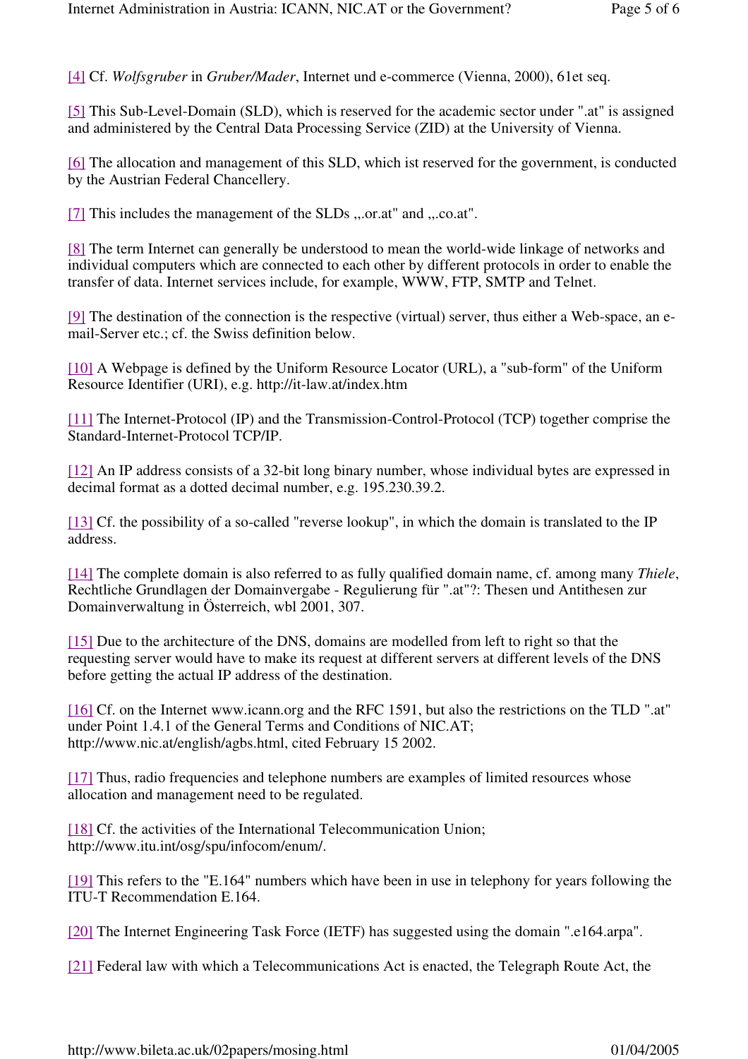[4] Cf. *Wolfsgruber* in *Gruber/Mader*, Internet und e-commerce (Vienna, 2000), 61et seq.

[5] This Sub-Level-Domain (SLD), which is reserved for the academic sector under ".at" is assigned and administered by the Central Data Processing Service (ZID) at the University of Vienna.

[6] The allocation and management of this SLD, which ist reserved for the government, is conducted by the Austrian Federal Chancellery.

[7] This includes the management of the SLDs „.or.at" and „.co.at".

[8] The term Internet can generally be understood to mean the world-wide linkage of networks and individual computers which are connected to each other by different protocols in order to enable the transfer of data. Internet services include, for example, WWW, FTP, SMTP and Telnet.

[9] The destination of the connection is the respective (virtual) server, thus either a Web-space, an e-mail-Server etc.; cf. the Swiss definition below.

[10] A Webpage is defined by the Uniform Resource Locator (URL), a "sub-form" of the Uniform Resource Identifier (URI), e.g. http://it-law.at/index.htm

[11] The Internet-Protocol (IP) and the Transmission-Control-Protocol (TCP) together comprise the Standard-Internet-Protocol TCP/IP.

[12] An IP address consists of a 32-bit long binary number, whose individual bytes are expressed in decimal format as a dotted decimal number, e.g. 195.230.39.2.

[13] Cf. the possibility of a so-called "reverse lookup", in which the domain is translated to the IP address.

[14] The complete domain is also referred to as fully qualified domain name, cf. among many *Thiele*, Rechtliche Grundlagen der Domainvergabe - Regulierung für ".at"?: Thesen und Antithesen zur Domainverwaltung in Österreich, wbl 2001, 307.

[15] Due to the architecture of the DNS, domains are modelled from left to right so that the requesting server would have to make its request at different servers at different levels of the DNS before getting the actual IP address of the destination.

[16] Cf. on the Internet www.icann.org and the RFC 1591, but also the restrictions on the TLD ".at" under Point 1.4.1 of the General Terms and Conditions of NIC.AT; http://www.nic.at/english/agbs.html, cited February 15 2002.

[17] Thus, radio frequencies and telephone numbers are examples of limited resources whose allocation and management need to be regulated.

[18] Cf. the activities of the International Telecommunication Union; http://www.itu.int/osg/spu/infocom/enum/.

[19] This refers to the "E.164" numbers which have been in use in telephony for years following the ITU-T Recommendation E.164.

[20] The Internet Engineering Task Force (IETF) has suggested using the domain ".e164.arpa".

[21] Federal law with which a Telecommunications Act is enacted, the Telegraph Route Act, the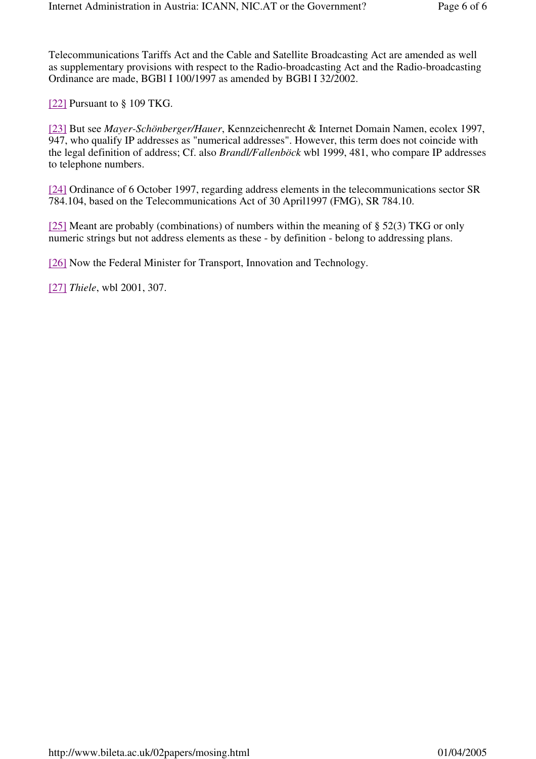Telecommunications Tariffs Act and the Cable and Satellite Broadcasting Act are amended as well as supplementary provisions with respect to the Radio-broadcasting Act and the Radio-broadcasting Ordinance are made, BGBl I 100/1997 as amended by BGBl I 32/2002.

[22] Pursuant to § 109 TKG.

[23] But see *Mayer-Schönberger/Hauer*, Kennzeichenrecht & Internet Domain Namen, ecolex 1997, 947, who qualify IP addresses as "numerical addresses". However, this term does not coincide with the legal definition of address; Cf. also *Brandl/Fallenböck* wbl 1999, 481, who compare IP addresses to telephone numbers.

[24] Ordinance of 6 October 1997, regarding address elements in the telecommunications sector SR 784.104, based on the Telecommunications Act of 30 April1997 (FMG), SR 784.10.

[25] Meant are probably (combinations) of numbers within the meaning of § 52(3) TKG or only numeric strings but not address elements as these - by definition - belong to addressing plans.

[26] Now the Federal Minister for Transport, Innovation and Technology.

[27] *Thiele*, wbl 2001, 307.